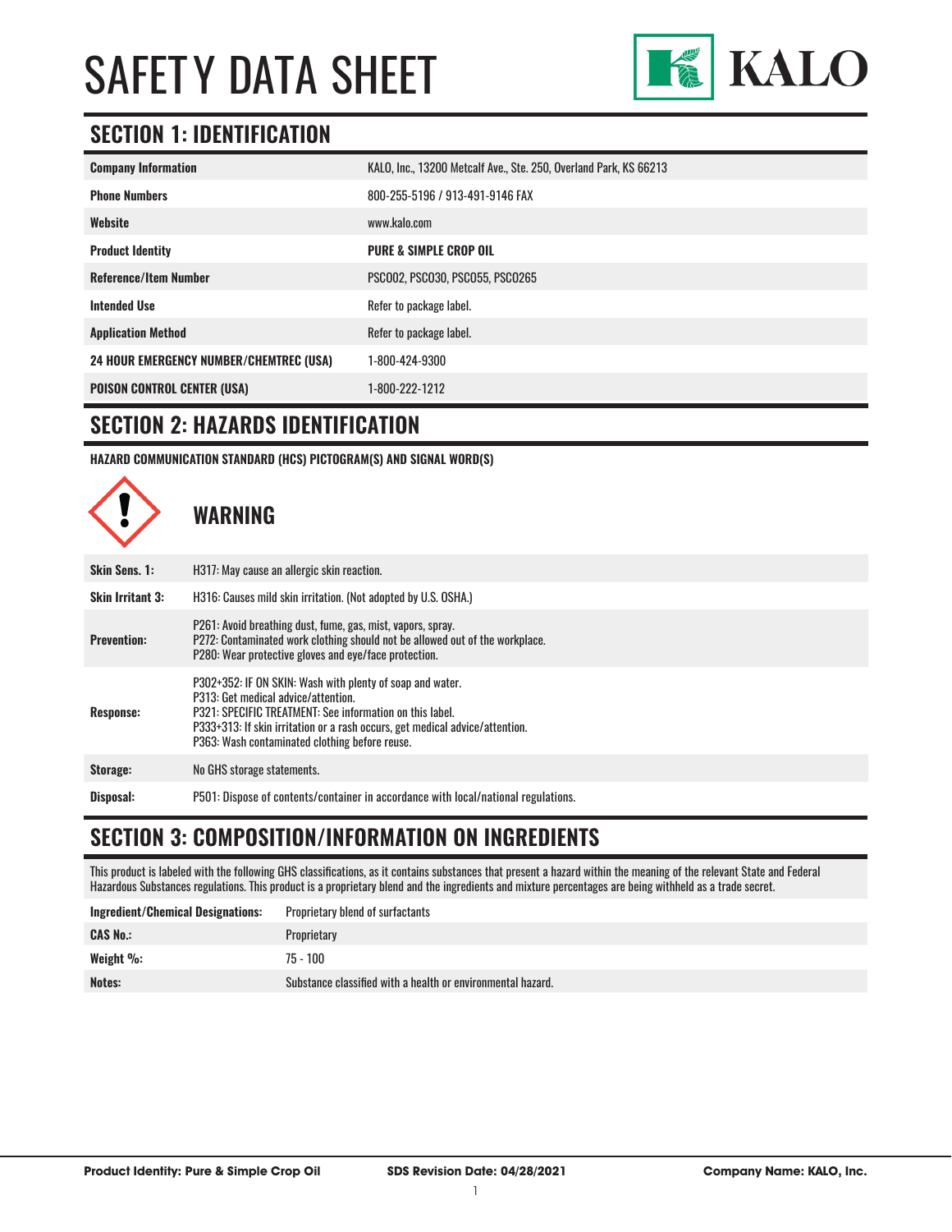# SAFETY DATA SHEET

KALO

## SECTION 1: IDENTIFICATION

| | |
|---|---|
| **Company Information** | KALO, Inc., 13200 Metcalf Ave., Ste. 250, Overland Park, KS 66213 |
| **Phone Numbers** | 800-255-5196 / 913-491-9146 FAX |
| **Website** | www.kalo.com |
| **Product Identity** | **PURE & SIMPLE CROP OIL** |
| **Reference/Item Number** | PSCO02, PSCO30, PSCO55, PSCO265 |
| **Intended Use** | Refer to package label. |
| **Application Method** | Refer to package label. |
| **24 HOUR EMERGENCY NUMBER/CHEMTREC (USA)** | 1-800-424-9300 |
| **POISON CONTROL CENTER (USA)** | 1-800-222-1212 |

## SECTION 2: HAZARDS IDENTIFICATION

**HAZARD COMMUNICATION STANDARD (HCS) PICTOGRAM(S) AND SIGNAL WORD(S)**

### WARNING

| | |
|---|---|
| **Skin Sens. 1:** | H317: May cause an allergic skin reaction. |
| **Skin Irritant 3:** | H316: Causes mild skin irritation. (Not adopted by U.S. OSHA.) |
| **Prevention:** | P261: Avoid breathing dust, fume, gas, mist, vapors, spray.<br>P272: Contaminated work clothing should not be allowed out of the workplace.<br>P280: Wear protective gloves and eye/face protection. |
| **Response:** | P302+352: IF ON SKIN: Wash with plenty of soap and water.<br>P313: Get medical advice/attention.<br>P321: SPECIFIC TREATMENT: See information on this label.<br>P333+313: If skin irritation or a rash occurs, get medical advice/attention.<br>P363: Wash contaminated clothing before reuse. |
| **Storage:** | No GHS storage statements. |
| **Disposal:** | P501: Dispose of contents/container in accordance with local/national regulations. |

## SECTION 3: COMPOSITION/INFORMATION ON INGREDIENTS

This product is labeled with the following GHS classifications, as it contains substances that present a hazard within the meaning of the relevant State and Federal Hazardous Substances regulations. This product is a proprietary blend and the ingredients and mixture percentages are being withheld as a trade secret.

| | |
|---|---|
| **Ingredient/Chemical Designations:** | Proprietary blend of surfactants |
| **CAS No.:** | Proprietary |
| **Weight %:** | 75 - 100 |
| **Notes:** | Substance classified with a health or environmental hazard. |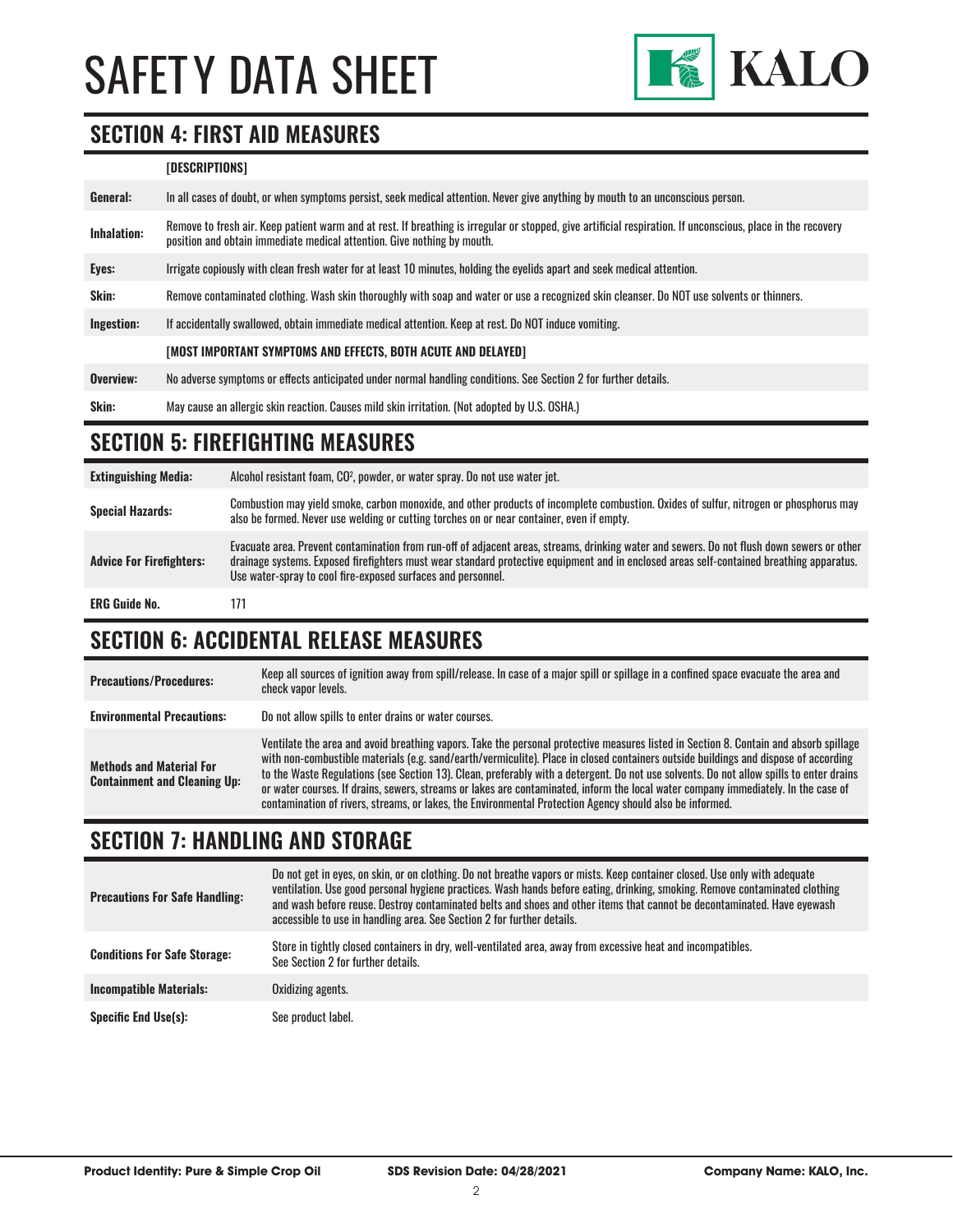# SAFETY DATA SHEET

## SECTION 4: FIRST AID MEASURES

| | [DESCRIPTIONS] |
|---|---|
| **General:** | In all cases of doubt, or when symptoms persist, seek medical attention. Never give anything by mouth to an unconscious person. |
| **Inhalation:** | Remove to fresh air. Keep patient warm and at rest. If breathing is irregular or stopped, give artificial respiration. If unconscious, place in the recovery position and obtain immediate medical attention. Give nothing by mouth. |
| **Eyes:** | Irrigate copiously with clean fresh water for at least 10 minutes, holding the eyelids apart and seek medical attention. |
| **Skin:** | Remove contaminated clothing. Wash skin thoroughly with soap and water or use a recognized skin cleanser. Do NOT use solvents or thinners. |
| **Ingestion:** | If accidentally swallowed, obtain immediate medical attention. Keep at rest. Do NOT induce vomiting. |
| | **[MOST IMPORTANT SYMPTOMS AND EFFECTS, BOTH ACUTE AND DELAYED]** |
| **Overview:** | No adverse symptoms or effects anticipated under normal handling conditions. See Section 2 for further details. |
| **Skin:** | May cause an allergic skin reaction. Causes mild skin irritation. (Not adopted by U.S. OSHA.) |

## SECTION 5: FIREFIGHTING MEASURES

| | |
|---|---|
| **Extinguishing Media:** | Alcohol resistant foam, $CO^2$, powder, or water spray. Do not use water jet. |
| **Special Hazards:** | Combustion may yield smoke, carbon monoxide, and other products of incomplete combustion. Oxides of sulfur, nitrogen or phosphorus may also be formed. Never use welding or cutting torches on or near container, even if empty. |
| **Advice For Firefighters:** | Evacuate area. Prevent contamination from run-off of adjacent areas, streams, drinking water and sewers. Do not flush down sewers or other drainage systems. Exposed firefighters must wear standard protective equipment and in enclosed areas self-contained breathing apparatus. Use water-spray to cool fire-exposed surfaces and personnel. |
| **ERG Guide No.** | 171 |

## SECTION 6: ACCIDENTAL RELEASE MEASURES

| | |
|---|---|
| **Precautions/Procedures:** | Keep all sources of ignition away from spill/release. In case of a major spill or spillage in a confined space evacuate the area and check vapor levels. |
| **Environmental Precautions:** | Do not allow spills to enter drains or water courses. |
| **Methods and Material For Containment and Cleaning Up:** | Ventilate the area and avoid breathing vapors. Take the personal protective measures listed in Section 8. Contain and absorb spillage with non-combustible materials (e.g. sand/earth/vermiculite). Place in closed containers outside buildings and dispose of according to the Waste Regulations (see Section 13). Clean, preferably with a detergent. Do not use solvents. Do not allow spills to enter drains or water courses. If drains, sewers, streams or lakes are contaminated, inform the local water company immediately. In the case of contamination of rivers, streams, or lakes, the Environmental Protection Agency should also be informed. |

## SECTION 7: HANDLING AND STORAGE

| | |
|---|---|
| **Precautions For Safe Handling:** | Do not get in eyes, on skin, or on clothing. Do not breathe vapors or mists. Keep container closed. Use only with adequate ventilation. Use good personal hygiene practices. Wash hands before eating, drinking, smoking. Remove contaminated clothing and wash before reuse. Destroy contaminated belts and shoes and other items that cannot be decontaminated. Have eyewash accessible to use in handling area. See Section 2 for further details. |
| **Conditions For Safe Storage:** | Store in tightly closed containers in dry, well-ventilated area, away from excessive heat and incompatibles. See Section 2 for further details. |
| **Incompatible Materials:** | Oxidizing agents. |
| **Specific End Use(s):** | See product label. |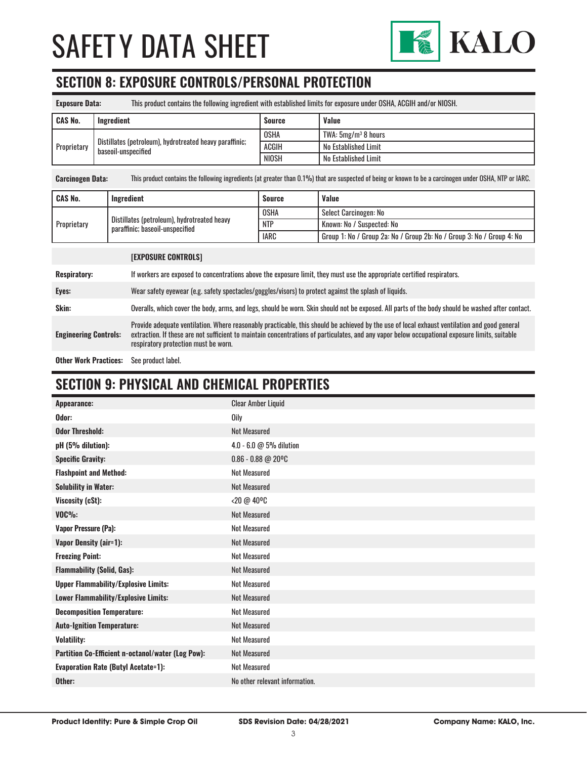## SECTION 8: EXPOSURE CONTROLS/PERSONAL PROTECTION

**Exposure Data:** This product contains the following ingredient with established limits for exposure under OSHA, ACGIH and/or NIOSH.

| CAS No. | Ingredient | Source | Value |
|---|---|---|---|
| Proprietary | Distillates (petroleum), hydrotreated heavy paraffinic; baseoil-unspecified | OSHA | TWA: 5mg/m³ 8 hours |
| | | ACGIH | No Established Limit |
| | | NIOSH | No Established Limit |

**Carcinogen Data:** This product contains the following ingredients (at greater than 0.1%) that are suspected of being or known to be a carcinogen under OSHA, NTP or IARC.

| CAS No. | Ingredient | Source | Value |
|---|---|---|---|
| Proprietary | Distillates (petroleum), hydrotreated heavy paraffinic; baseoil-unspecified | OSHA | Select Carcinogen: No |
| | | NTP | Known: No / Suspected: No |
| | | IARC | Group 1: No / Group 2a: No / Group 2b: No / Group 3: No / Group 4: No |

**[EXPOSURE CONTROLS]**

**Respiratory:** If workers are exposed to concentrations above the exposure limit, they must use the appropriate certified respirators.

**Eyes:** Wear safety eyewear (e.g. safety spectacles/goggles/visors) to protect against the splash of liquids.

**Skin:** Overalls, which cover the body, arms, and legs, should be worn. Skin should not be exposed. All parts of the body should be washed after contact.

**Engineering Controls:** Provide adequate ventilation. Where reasonably practicable, this should be achieved by the use of local exhaust ventilation and good general extraction. If these are not sufficient to maintain concentrations of particulates, and any vapor below occupational exposure limits, suitable respiratory protection must be worn.

**Other Work Practices:** See product label.

## SECTION 9: PHYSICAL AND CHEMICAL PROPERTIES

| Property | Value |
|---|---|
| **Appearance:** | Clear Amber Liquid |
| **Odor:** | Oily |
| **Odor Threshold:** | Not Measured |
| **pH (5% dilution):** | 4.0 - 6.0 @ 5% dilution |
| **Specific Gravity:** | 0.86 - 0.88 @ 20ºC |
| **Flashpoint and Method:** | Not Measured |
| **Solubility in Water:** | Not Measured |
| **Viscosity (cSt):** | <20 @ 40ºC |
| **VOC%:** | Not Measured |
| **Vapor Pressure (Pa):** | Not Measured |
| **Vapor Density (air=1):** | Not Measured |
| **Freezing Point:** | Not Measured |
| **Flammability (Solid, Gas):** | Not Measured |
| **Upper Flammability/Explosive Limits:** | Not Measured |
| **Lower Flammability/Explosive Limits:** | Not Measured |
| **Decomposition Temperature:** | Not Measured |
| **Auto-Ignition Temperature:** | Not Measured |
| **Volatility:** | Not Measured |
| **Partition Co-Efficient n-octanol/water (Log Pow):** | Not Measured |
| **Evaporation Rate (Butyl Acetate=1):** | Not Measured |
| **Other:** | No other relevant information. |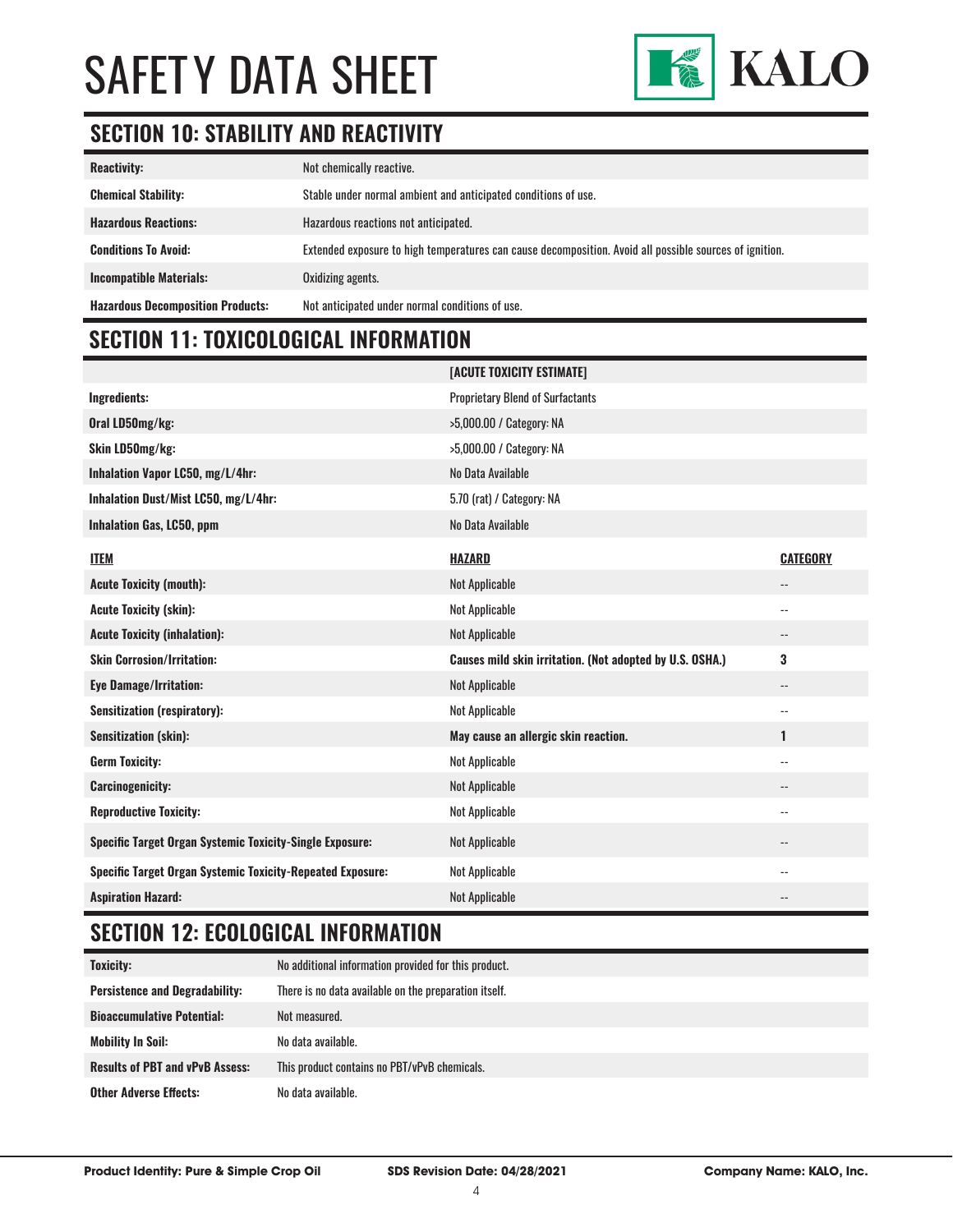# SAFETY DATA SHEET

## SECTION 10: STABILITY AND REACTIVITY

| | |
|---|---|
| **Reactivity:** | Not chemically reactive. |
| **Chemical Stability:** | Stable under normal ambient and anticipated conditions of use. |
| **Hazardous Reactions:** | Hazardous reactions not anticipated. |
| **Conditions To Avoid:** | Extended exposure to high temperatures can cause decomposition. Avoid all possible sources of ignition. |
| **Incompatible Materials:** | Oxidizing agents. |
| **Hazardous Decomposition Products:** | Not anticipated under normal conditions of use. |

## SECTION 11: TOXICOLOGICAL INFORMATION

| | **[ACUTE TOXICITY ESTIMATE]** |
|---|---|
| **Ingredients:** | Proprietary Blend of Surfactants |
| **Oral LD50mg/kg:** | >5,000.00 / Category: NA |
| **Skin LD50mg/kg:** | >5,000.00 / Category: NA |
| **Inhalation Vapor LC50, mg/L/4hr:** | No Data Available |
| **Inhalation Dust/Mist LC50, mg/L/4hr:** | 5.70 (rat) / Category: NA |
| **Inhalation Gas, LC50, ppm** | No Data Available |

| **ITEM** | **HAZARD** | **CATEGORY** |
|---|---|---|
| **Acute Toxicity (mouth):** | Not Applicable | -- |
| **Acute Toxicity (skin):** | Not Applicable | -- |
| **Acute Toxicity (inhalation):** | Not Applicable | -- |
| **Skin Corrosion/Irritation:** | **Causes mild skin irritation. (Not adopted by U.S. OSHA.)** | **3** |
| **Eye Damage/Irritation:** | Not Applicable | -- |
| **Sensitization (respiratory):** | Not Applicable | -- |
| **Sensitization (skin):** | **May cause an allergic skin reaction.** | **1** |
| **Germ Toxicity:** | Not Applicable | -- |
| **Carcinogenicity:** | Not Applicable | -- |
| **Reproductive Toxicity:** | Not Applicable | -- |
| **Specific Target Organ Systemic Toxicity-Single Exposure:** | Not Applicable | -- |
| **Specific Target Organ Systemic Toxicity-Repeated Exposure:** | Not Applicable | -- |
| **Aspiration Hazard:** | Not Applicable | -- |

## SECTION 12: ECOLOGICAL INFORMATION

| | |
|---|---|
| **Toxicity:** | No additional information provided for this product. |
| **Persistence and Degradability:** | There is no data available on the preparation itself. |
| **Bioaccumulative Potential:** | Not measured. |
| **Mobility In Soil:** | No data available. |
| **Results of PBT and vPvB Assess:** | This product contains no PBT/vPvB chemicals. |
| **Other Adverse Effects:** | No data available. |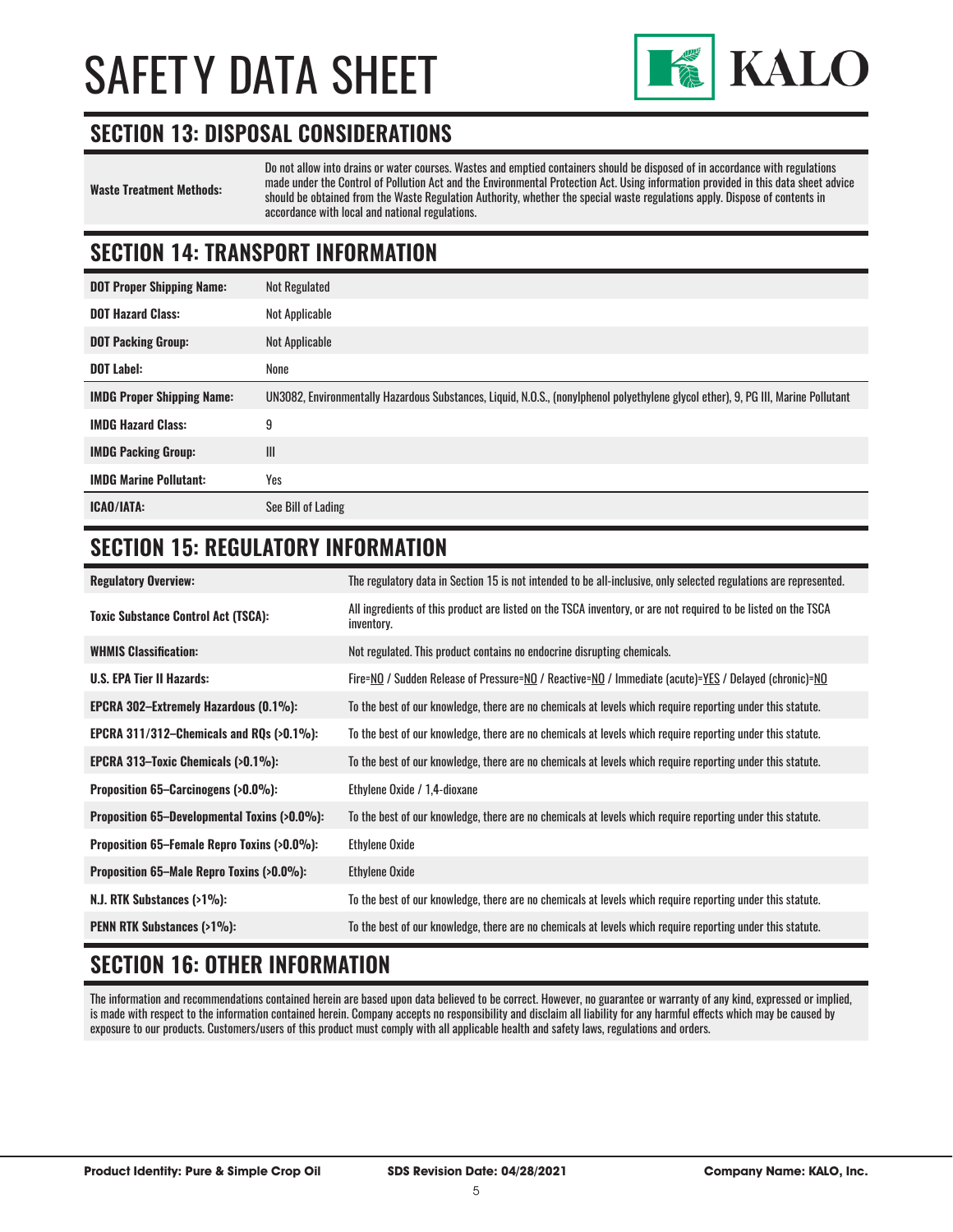# SAFETY DATA SHEET

KALO

## SECTION 13: DISPOSAL CONSIDERATIONS

| | |
|---|---|
| **Waste Treatment Methods:** | Do not allow into drains or water courses. Wastes and emptied containers should be disposed of in accordance with regulations made under the Control of Pollution Act and the Environmental Protection Act. Using information provided in this data sheet advice should be obtained from the Waste Regulation Authority, whether the special waste regulations apply. Dispose of contents in accordance with local and national regulations. |

## SECTION 14: TRANSPORT INFORMATION

| | |
|---|---|
| **DOT Proper Shipping Name:** | Not Regulated |
| **DOT Hazard Class:** | Not Applicable |
| **DOT Packing Group:** | Not Applicable |
| **DOT Label:** | None |
| **IMDG Proper Shipping Name:** | UN3082, Environmentally Hazardous Substances, Liquid, N.O.S., (nonylphenol polyethylene glycol ether), 9, PG III, Marine Pollutant |
| **IMDG Hazard Class:** | 9 |
| **IMDG Packing Group:** | III |
| **IMDG Marine Pollutant:** | Yes |
| **ICAO/IATA:** | See Bill of Lading |

## SECTION 15: REGULATORY INFORMATION

| | |
|---|---|
| **Regulatory Overview:** | The regulatory data in Section 15 is not intended to be all-inclusive, only selected regulations are represented. |
| **Toxic Substance Control Act (TSCA):** | All ingredients of this product are listed on the TSCA inventory, or are not required to be listed on the TSCA inventory. |
| **WHMIS Classification:** | Not regulated. This product contains no endocrine disrupting chemicals. |
| **U.S. EPA Tier II Hazards:** | Fire=NO / Sudden Release of Pressure=NO / Reactive=NO / Immediate (acute)=YES / Delayed (chronic)=NO |
| **EPCRA 302–Extremely Hazardous (0.1%):** | To the best of our knowledge, there are no chemicals at levels which require reporting under this statute. |
| **EPCRA 311/312–Chemicals and RQs (>0.1%):** | To the best of our knowledge, there are no chemicals at levels which require reporting under this statute. |
| **EPCRA 313–Toxic Chemicals (>0.1%):** | To the best of our knowledge, there are no chemicals at levels which require reporting under this statute. |
| **Proposition 65–Carcinogens (>0.0%):** | Ethylene Oxide / 1,4-dioxane |
| **Proposition 65–Developmental Toxins (>0.0%):** | To the best of our knowledge, there are no chemicals at levels which require reporting under this statute. |
| **Proposition 65–Female Repro Toxins (>0.0%):** | Ethylene Oxide |
| **Proposition 65–Male Repro Toxins (>0.0%):** | Ethylene Oxide |
| **N.J. RTK Substances (>1%):** | To the best of our knowledge, there are no chemicals at levels which require reporting under this statute. |
| **PENN RTK Substances (>1%):** | To the best of our knowledge, there are no chemicals at levels which require reporting under this statute. |

## SECTION 16: OTHER INFORMATION

The information and recommendations contained herein are based upon data believed to be correct. However, no guarantee or warranty of any kind, expressed or implied, is made with respect to the information contained herein. Company accepts no responsibility and disclaim all liability for any harmful effects which may be caused by exposure to our products. Customers/users of this product must comply with all applicable health and safety laws, regulations and orders.

**Product Identity: Pure & Simple Crop Oil** **SDS Revision Date: 04/28/2021** **Company Name: KALO, Inc.**